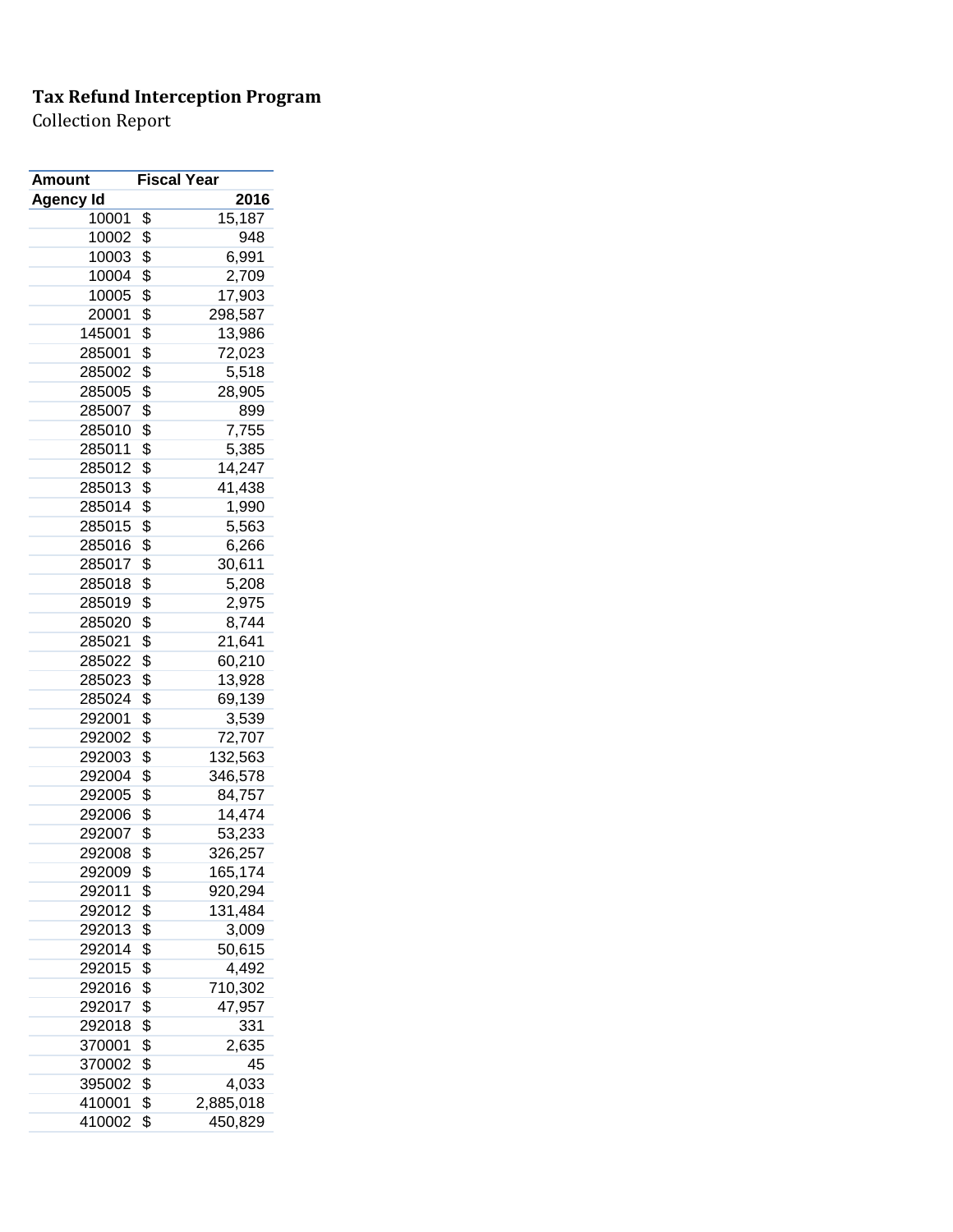**Tax Refund Interception Program**

Collection Report

| Amount | Fiscal Year |
|---|---|
| **Agency Id** | **2016** |
| 10001 | $ 15,187 |
| 10002 | $ 948 |
| 10003 | $ 6,991 |
| 10004 | $ 2,709 |
| 10005 | $ 17,903 |
| 20001 | $ 298,587 |
| 145001 | $ 13,986 |
| 285001 | $ 72,023 |
| 285002 | $ 5,518 |
| 285005 | $ 28,905 |
| 285007 | $ 899 |
| 285010 | $ 7,755 |
| 285011 | $ 5,385 |
| 285012 | $ 14,247 |
| 285013 | $ 41,438 |
| 285014 | $ 1,990 |
| 285015 | $ 5,563 |
| 285016 | $ 6,266 |
| 285017 | $ 30,611 |
| 285018 | $ 5,208 |
| 285019 | $ 2,975 |
| 285020 | $ 8,744 |
| 285021 | $ 21,641 |
| 285022 | $ 60,210 |
| 285023 | $ 13,928 |
| 285024 | $ 69,139 |
| 292001 | $ 3,539 |
| 292002 | $ 72,707 |
| 292003 | $ 132,563 |
| 292004 | $ 346,578 |
| 292005 | $ 84,757 |
| 292006 | $ 14,474 |
| 292007 | $ 53,233 |
| 292008 | $ 326,257 |
| 292009 | $ 165,174 |
| 292011 | $ 920,294 |
| 292012 | $ 131,484 |
| 292013 | $ 3,009 |
| 292014 | $ 50,615 |
| 292015 | $ 4,492 |
| 292016 | $ 710,302 |
| 292017 | $ 47,957 |
| 292018 | $ 331 |
| 370001 | $ 2,635 |
| 370002 | $ 45 |
| 395002 | $ 4,033 |
| 410001 | $ 2,885,018 |
| 410002 | $ 450,829 |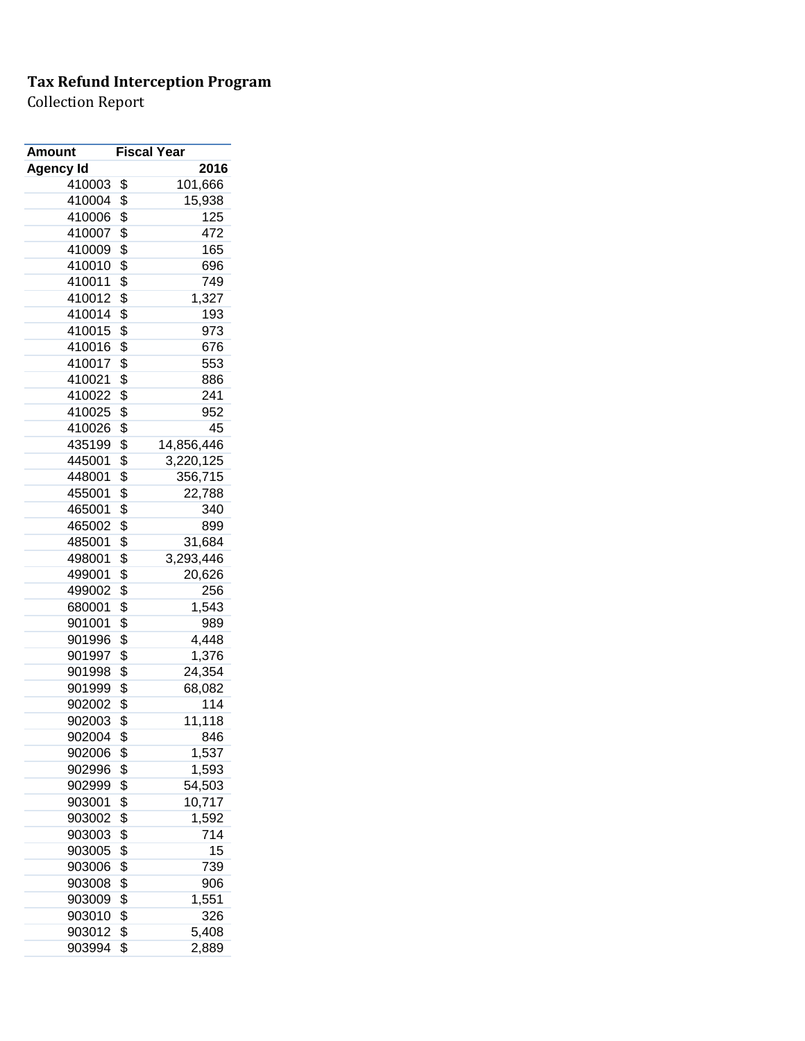**Tax Refund Interception Program**

Collection Report

| Amount | Fiscal Year |
|---|---|
| **Agency Id** | **2016** |
| 410003 | $ 101,666 |
| 410004 | $ 15,938 |
| 410006 | $ 125 |
| 410007 | $ 472 |
| 410009 | $ 165 |
| 410010 | $ 696 |
| 410011 | $ 749 |
| 410012 | $ 1,327 |
| 410014 | $ 193 |
| 410015 | $ 973 |
| 410016 | $ 676 |
| 410017 | $ 553 |
| 410021 | $ 886 |
| 410022 | $ 241 |
| 410025 | $ 952 |
| 410026 | $ 45 |
| 435199 | $ 14,856,446 |
| 445001 | $ 3,220,125 |
| 448001 | $ 356,715 |
| 455001 | $ 22,788 |
| 465001 | $ 340 |
| 465002 | $ 899 |
| 485001 | $ 31,684 |
| 498001 | $ 3,293,446 |
| 499001 | $ 20,626 |
| 499002 | $ 256 |
| 680001 | $ 1,543 |
| 901001 | $ 989 |
| 901996 | $ 4,448 |
| 901997 | $ 1,376 |
| 901998 | $ 24,354 |
| 901999 | $ 68,082 |
| 902002 | $ 114 |
| 902003 | $ 11,118 |
| 902004 | $ 846 |
| 902006 | $ 1,537 |
| 902996 | $ 1,593 |
| 902999 | $ 54,503 |
| 903001 | $ 10,717 |
| 903002 | $ 1,592 |
| 903003 | $ 714 |
| 903005 | $ 15 |
| 903006 | $ 739 |
| 903008 | $ 906 |
| 903009 | $ 1,551 |
| 903010 | $ 326 |
| 903012 | $ 5,408 |
| 903994 | $ 2,889 |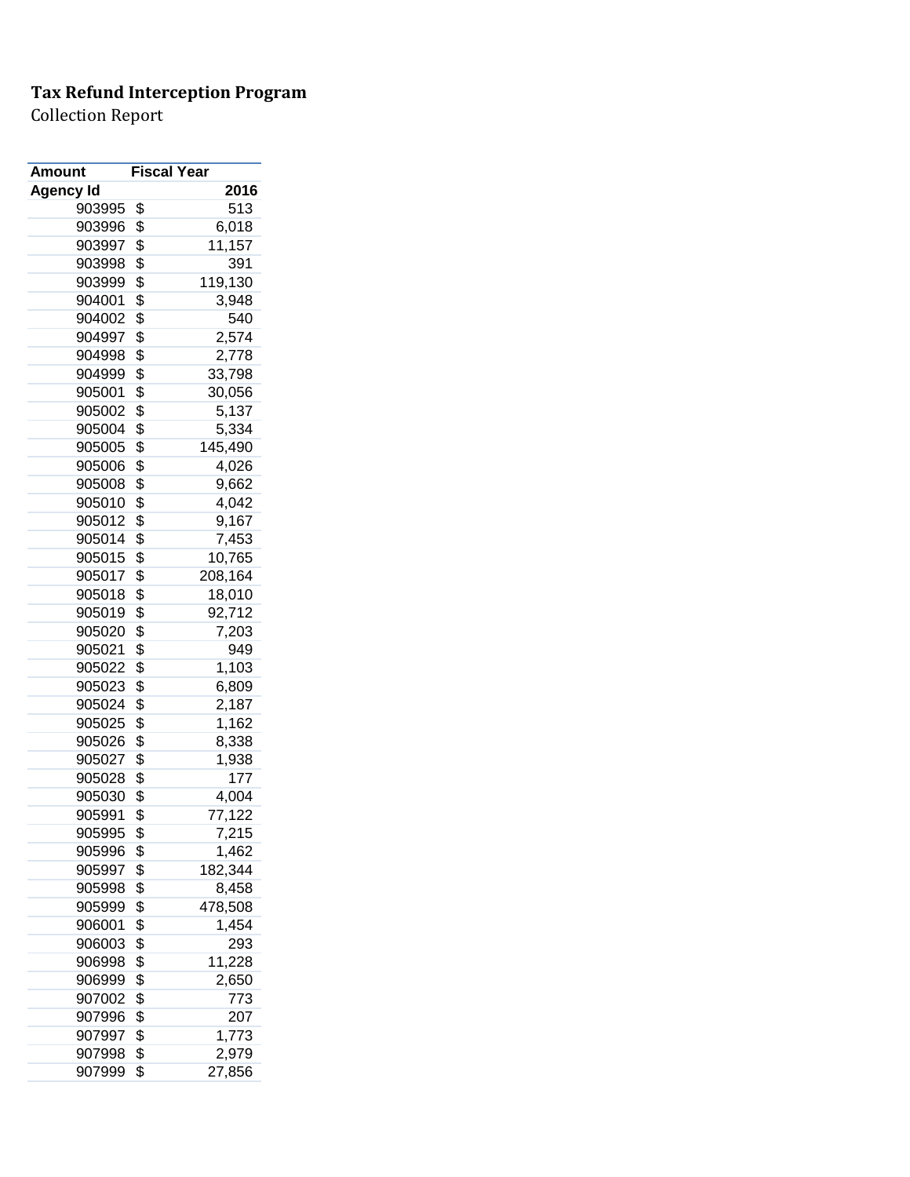**Tax Refund Interception Program**
Collection Report

| Amount | Fiscal Year |
|---|---|
| **Agency Id** | **2016** |
| 903995 | $ 513 |
| 903996 | $ 6,018 |
| 903997 | $ 11,157 |
| 903998 | $ 391 |
| 903999 | $ 119,130 |
| 904001 | $ 3,948 |
| 904002 | $ 540 |
| 904997 | $ 2,574 |
| 904998 | $ 2,778 |
| 904999 | $ 33,798 |
| 905001 | $ 30,056 |
| 905002 | $ 5,137 |
| 905004 | $ 5,334 |
| 905005 | $ 145,490 |
| 905006 | $ 4,026 |
| 905008 | $ 9,662 |
| 905010 | $ 4,042 |
| 905012 | $ 9,167 |
| 905014 | $ 7,453 |
| 905015 | $ 10,765 |
| 905017 | $ 208,164 |
| 905018 | $ 18,010 |
| 905019 | $ 92,712 |
| 905020 | $ 7,203 |
| 905021 | $ 949 |
| 905022 | $ 1,103 |
| 905023 | $ 6,809 |
| 905024 | $ 2,187 |
| 905025 | $ 1,162 |
| 905026 | $ 8,338 |
| 905027 | $ 1,938 |
| 905028 | $ 177 |
| 905030 | $ 4,004 |
| 905991 | $ 77,122 |
| 905995 | $ 7,215 |
| 905996 | $ 1,462 |
| 905997 | $ 182,344 |
| 905998 | $ 8,458 |
| 905999 | $ 478,508 |
| 906001 | $ 1,454 |
| 906003 | $ 293 |
| 906998 | $ 11,228 |
| 906999 | $ 2,650 |
| 907002 | $ 773 |
| 907996 | $ 207 |
| 907997 | $ 1,773 |
| 907998 | $ 2,979 |
| 907999 | $ 27,856 |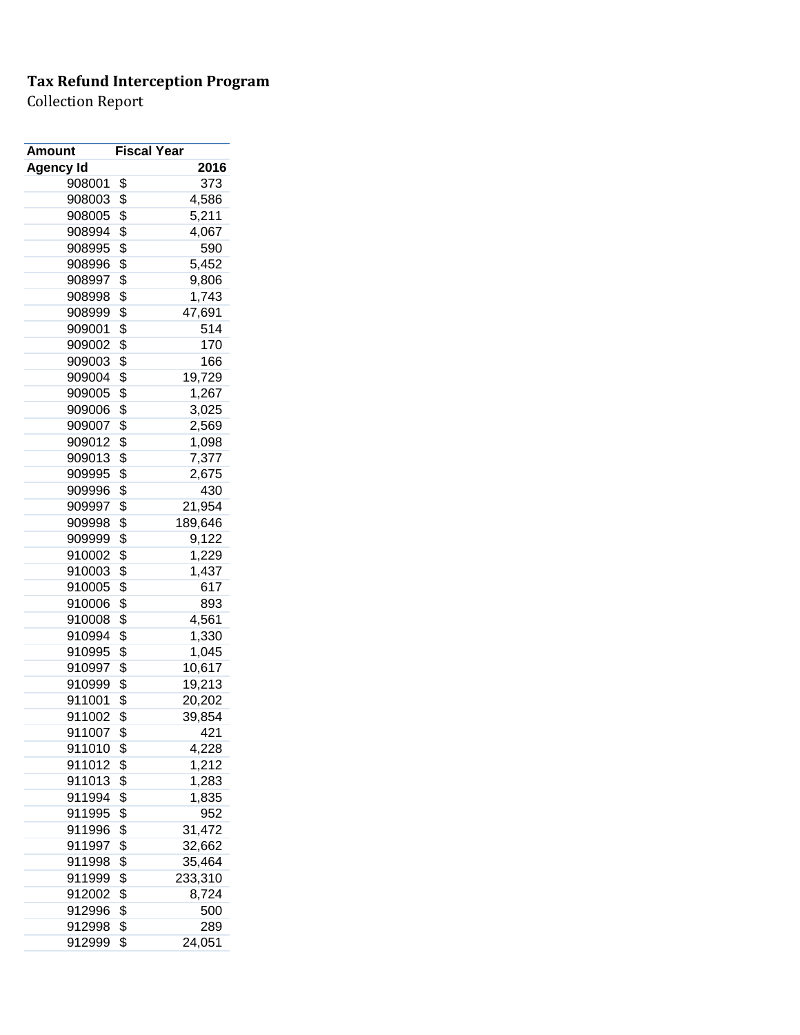**Tax Refund Interception Program**

Collection Report

| Amount | Fiscal Year |
|---|---|
| Agency Id | 2016 |
| 908001 | $ 373 |
| 908003 | $ 4,586 |
| 908005 | $ 5,211 |
| 908994 | $ 4,067 |
| 908995 | $ 590 |
| 908996 | $ 5,452 |
| 908997 | $ 9,806 |
| 908998 | $ 1,743 |
| 908999 | $ 47,691 |
| 909001 | $ 514 |
| 909002 | $ 170 |
| 909003 | $ 166 |
| 909004 | $ 19,729 |
| 909005 | $ 1,267 |
| 909006 | $ 3,025 |
| 909007 | $ 2,569 |
| 909012 | $ 1,098 |
| 909013 | $ 7,377 |
| 909995 | $ 2,675 |
| 909996 | $ 430 |
| 909997 | $ 21,954 |
| 909998 | $ 189,646 |
| 909999 | $ 9,122 |
| 910002 | $ 1,229 |
| 910003 | $ 1,437 |
| 910005 | $ 617 |
| 910006 | $ 893 |
| 910008 | $ 4,561 |
| 910994 | $ 1,330 |
| 910995 | $ 1,045 |
| 910997 | $ 10,617 |
| 910999 | $ 19,213 |
| 911001 | $ 20,202 |
| 911002 | $ 39,854 |
| 911007 | $ 421 |
| 911010 | $ 4,228 |
| 911012 | $ 1,212 |
| 911013 | $ 1,283 |
| 911994 | $ 1,835 |
| 911995 | $ 952 |
| 911996 | $ 31,472 |
| 911997 | $ 32,662 |
| 911998 | $ 35,464 |
| 911999 | $ 233,310 |
| 912002 | $ 8,724 |
| 912996 | $ 500 |
| 912998 | $ 289 |
| 912999 | $ 24,051 |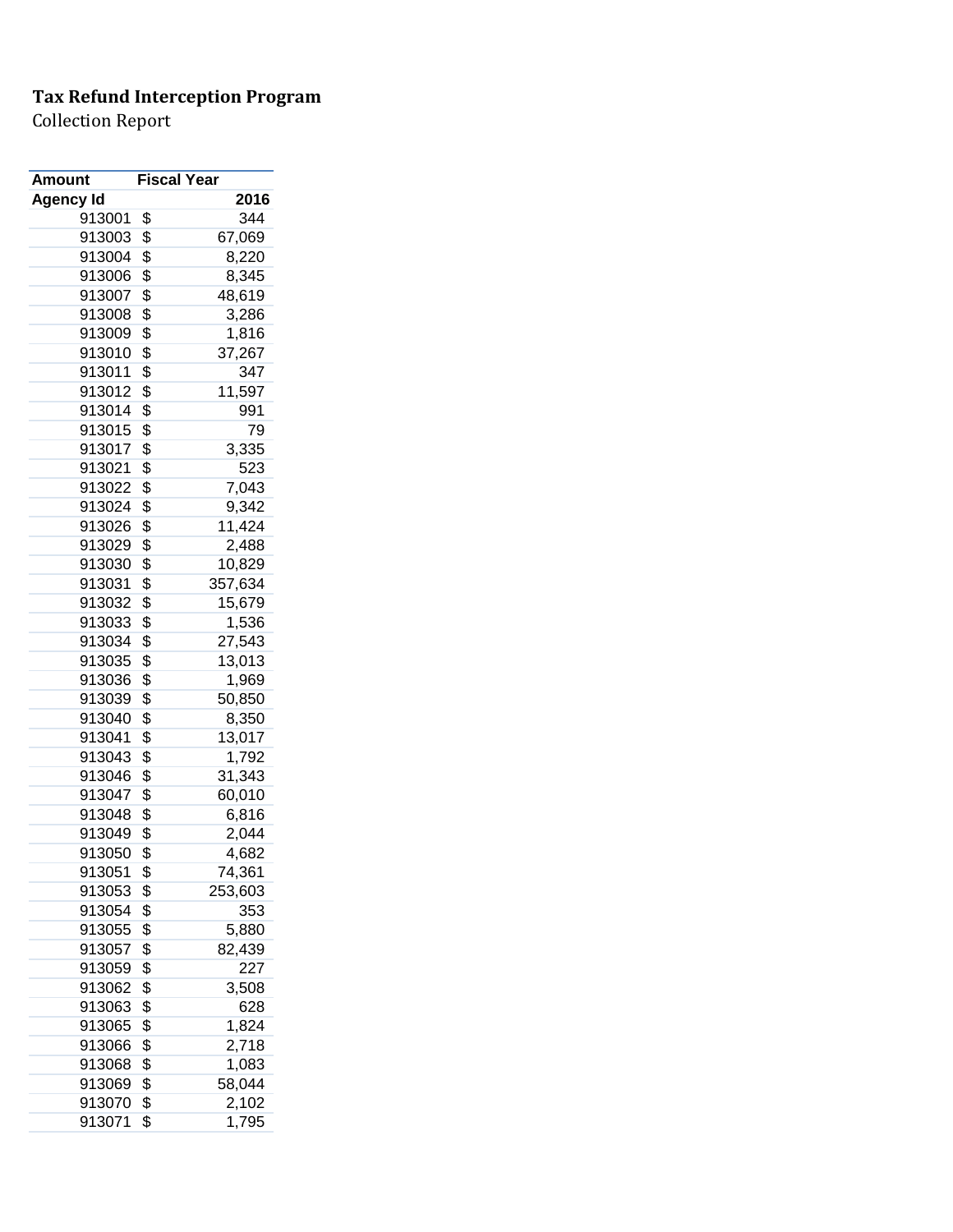**Tax Refund Interception Program**

Collection Report

| Amount | Fiscal Year |
|---|---|
| **Agency Id** | **2016** |
| 913001 | $ 344 |
| 913003 | $ 67,069 |
| 913004 | $ 8,220 |
| 913006 | $ 8,345 |
| 913007 | $ 48,619 |
| 913008 | $ 3,286 |
| 913009 | $ 1,816 |
| 913010 | $ 37,267 |
| 913011 | $ 347 |
| 913012 | $ 11,597 |
| 913014 | $ 991 |
| 913015 | $ 79 |
| 913017 | $ 3,335 |
| 913021 | $ 523 |
| 913022 | $ 7,043 |
| 913024 | $ 9,342 |
| 913026 | $ 11,424 |
| 913029 | $ 2,488 |
| 913030 | $ 10,829 |
| 913031 | $ 357,634 |
| 913032 | $ 15,679 |
| 913033 | $ 1,536 |
| 913034 | $ 27,543 |
| 913035 | $ 13,013 |
| 913036 | $ 1,969 |
| 913039 | $ 50,850 |
| 913040 | $ 8,350 |
| 913041 | $ 13,017 |
| 913043 | $ 1,792 |
| 913046 | $ 31,343 |
| 913047 | $ 60,010 |
| 913048 | $ 6,816 |
| 913049 | $ 2,044 |
| 913050 | $ 4,682 |
| 913051 | $ 74,361 |
| 913053 | $ 253,603 |
| 913054 | $ 353 |
| 913055 | $ 5,880 |
| 913057 | $ 82,439 |
| 913059 | $ 227 |
| 913062 | $ 3,508 |
| 913063 | $ 628 |
| 913065 | $ 1,824 |
| 913066 | $ 2,718 |
| 913068 | $ 1,083 |
| 913069 | $ 58,044 |
| 913070 | $ 2,102 |
| 913071 | $ 1,795 |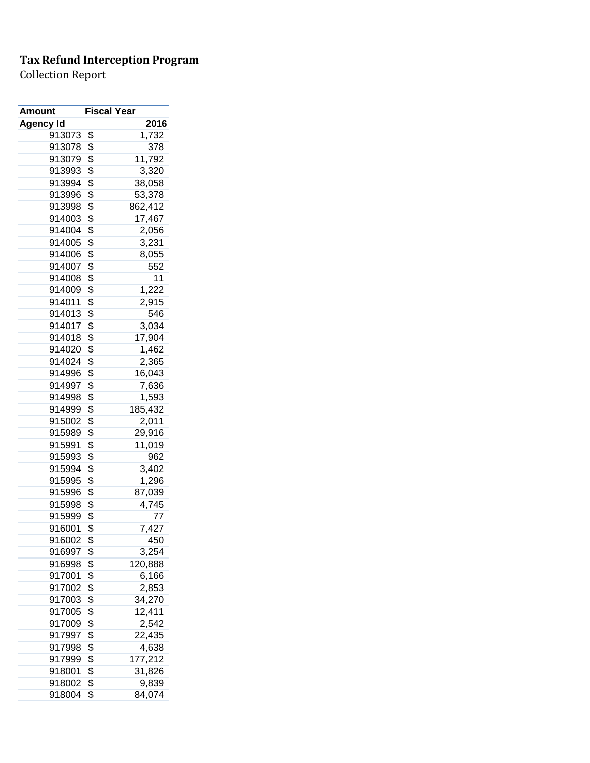**Tax Refund Interception Program**

Collection Report

| Amount | Fiscal Year |
|---|---|
| **Agency Id** | **2016** |
| 913073 | $ 1,732 |
| 913078 | $ 378 |
| 913079 | $ 11,792 |
| 913993 | $ 3,320 |
| 913994 | $ 38,058 |
| 913996 | $ 53,378 |
| 913998 | $ 862,412 |
| 914003 | $ 17,467 |
| 914004 | $ 2,056 |
| 914005 | $ 3,231 |
| 914006 | $ 8,055 |
| 914007 | $ 552 |
| 914008 | $ 11 |
| 914009 | $ 1,222 |
| 914011 | $ 2,915 |
| 914013 | $ 546 |
| 914017 | $ 3,034 |
| 914018 | $ 17,904 |
| 914020 | $ 1,462 |
| 914024 | $ 2,365 |
| 914996 | $ 16,043 |
| 914997 | $ 7,636 |
| 914998 | $ 1,593 |
| 914999 | $ 185,432 |
| 915002 | $ 2,011 |
| 915989 | $ 29,916 |
| 915991 | $ 11,019 |
| 915993 | $ 962 |
| 915994 | $ 3,402 |
| 915995 | $ 1,296 |
| 915996 | $ 87,039 |
| 915998 | $ 4,745 |
| 915999 | $ 77 |
| 916001 | $ 7,427 |
| 916002 | $ 450 |
| 916997 | $ 3,254 |
| 916998 | $ 120,888 |
| 917001 | $ 6,166 |
| 917002 | $ 2,853 |
| 917003 | $ 34,270 |
| 917005 | $ 12,411 |
| 917009 | $ 2,542 |
| 917997 | $ 22,435 |
| 917998 | $ 4,638 |
| 917999 | $ 177,212 |
| 918001 | $ 31,826 |
| 918002 | $ 9,839 |
| 918004 | $ 84,074 |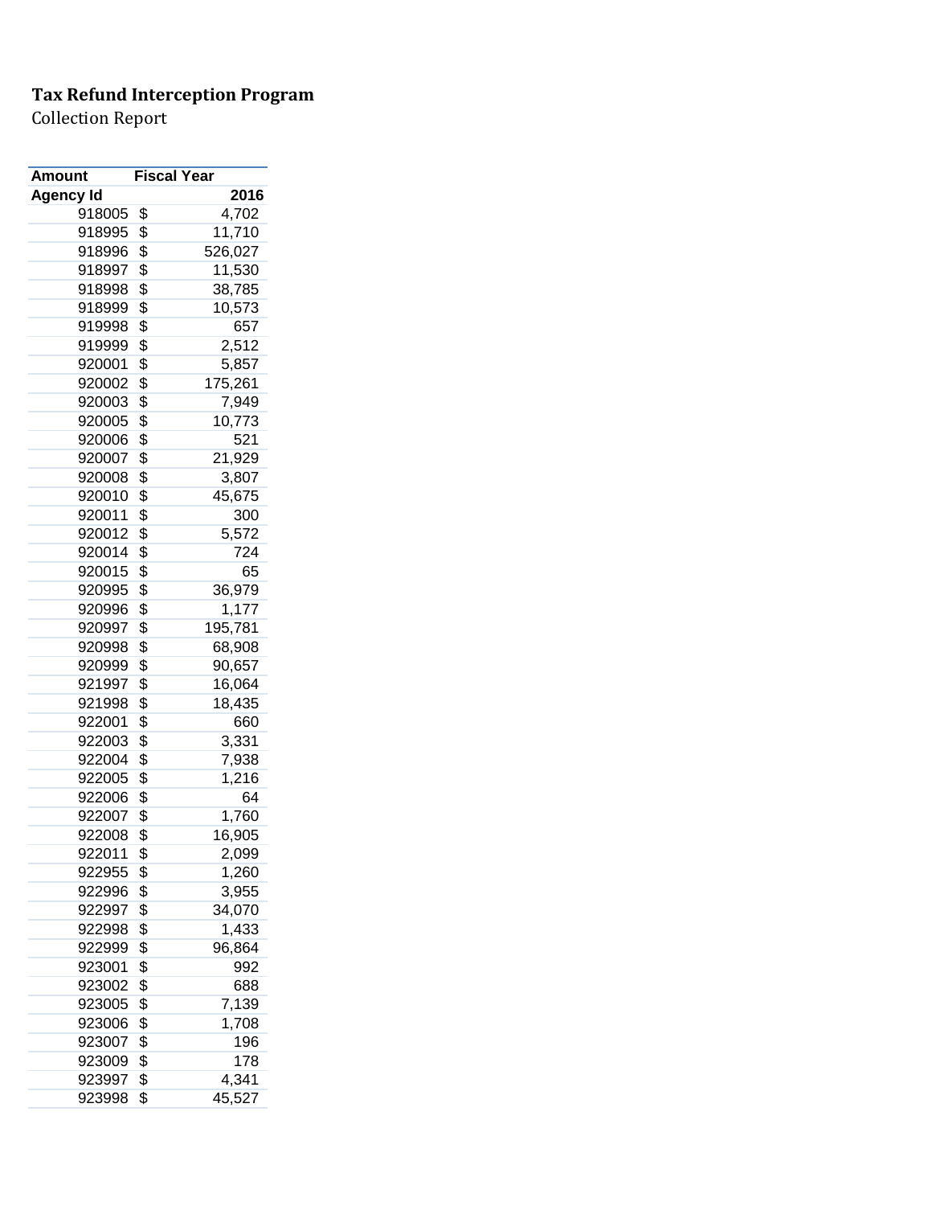**Tax Refund Interception Program**

Collection Report

| Amount | Fiscal Year |
| --- | --- |
| Agency Id | 2016 |
| 918005 | $ 4,702 |
| 918995 | $ 11,710 |
| 918996 | $ 526,027 |
| 918997 | $ 11,530 |
| 918998 | $ 38,785 |
| 918999 | $ 10,573 |
| 919998 | $ 657 |
| 919999 | $ 2,512 |
| 920001 | $ 5,857 |
| 920002 | $ 175,261 |
| 920003 | $ 7,949 |
| 920005 | $ 10,773 |
| 920006 | $ 521 |
| 920007 | $ 21,929 |
| 920008 | $ 3,807 |
| 920010 | $ 45,675 |
| 920011 | $ 300 |
| 920012 | $ 5,572 |
| 920014 | $ 724 |
| 920015 | $ 65 |
| 920995 | $ 36,979 |
| 920996 | $ 1,177 |
| 920997 | $ 195,781 |
| 920998 | $ 68,908 |
| 920999 | $ 90,657 |
| 921997 | $ 16,064 |
| 921998 | $ 18,435 |
| 922001 | $ 660 |
| 922003 | $ 3,331 |
| 922004 | $ 7,938 |
| 922005 | $ 1,216 |
| 922006 | $ 64 |
| 922007 | $ 1,760 |
| 922008 | $ 16,905 |
| 922011 | $ 2,099 |
| 922955 | $ 1,260 |
| 922996 | $ 3,955 |
| 922997 | $ 34,070 |
| 922998 | $ 1,433 |
| 922999 | $ 96,864 |
| 923001 | $ 992 |
| 923002 | $ 688 |
| 923005 | $ 7,139 |
| 923006 | $ 1,708 |
| 923007 | $ 196 |
| 923009 | $ 178 |
| 923997 | $ 4,341 |
| 923998 | $ 45,527 |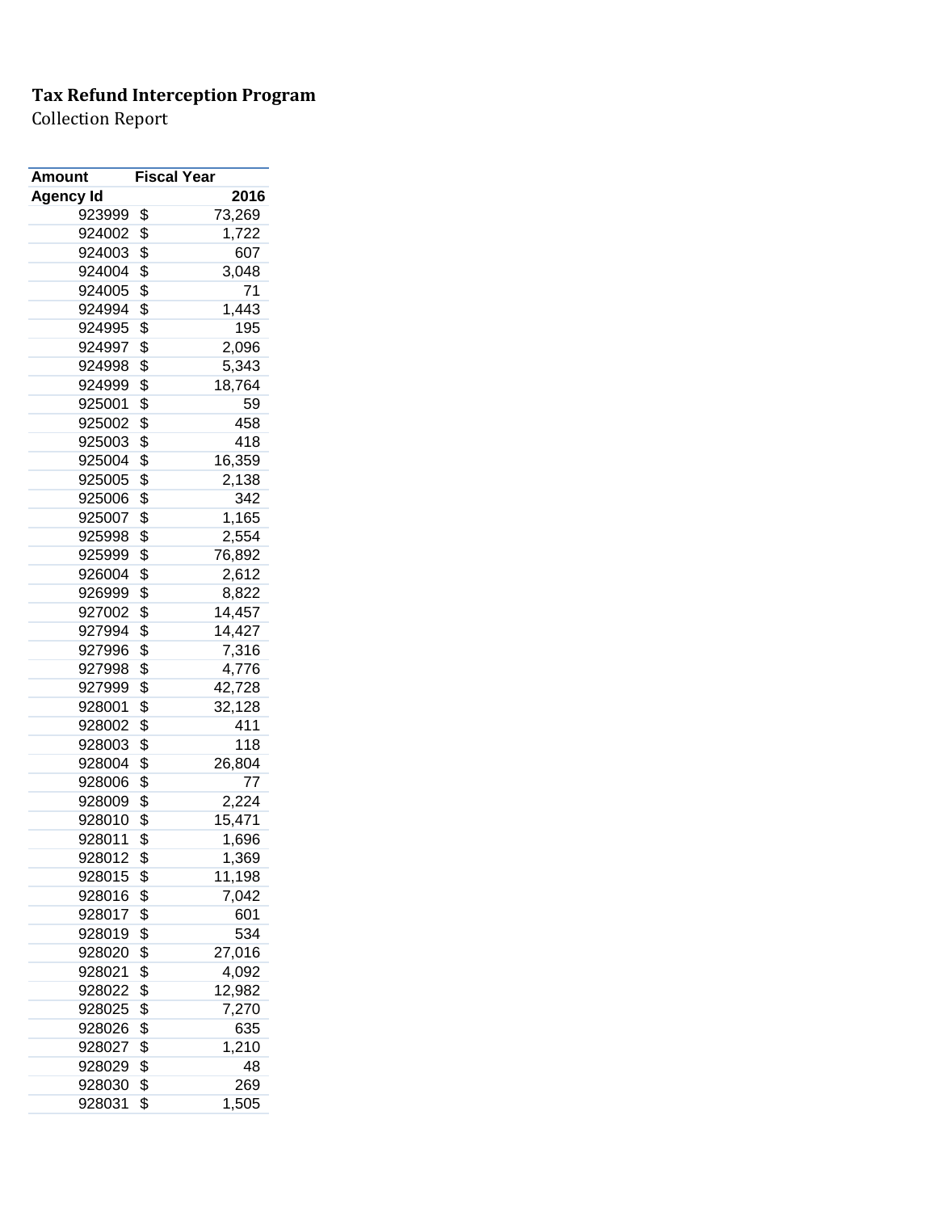**Tax Refund Interception Program**

Collection Report

| Amount | Fiscal Year |
|---|---|
| Agency Id | 2016 |
| 923999 | $ 73,269 |
| 924002 | $ 1,722 |
| 924003 | $ 607 |
| 924004 | $ 3,048 |
| 924005 | $ 71 |
| 924994 | $ 1,443 |
| 924995 | $ 195 |
| 924997 | $ 2,096 |
| 924998 | $ 5,343 |
| 924999 | $ 18,764 |
| 925001 | $ 59 |
| 925002 | $ 458 |
| 925003 | $ 418 |
| 925004 | $ 16,359 |
| 925005 | $ 2,138 |
| 925006 | $ 342 |
| 925007 | $ 1,165 |
| 925998 | $ 2,554 |
| 925999 | $ 76,892 |
| 926004 | $ 2,612 |
| 926999 | $ 8,822 |
| 927002 | $ 14,457 |
| 927994 | $ 14,427 |
| 927996 | $ 7,316 |
| 927998 | $ 4,776 |
| 927999 | $ 42,728 |
| 928001 | $ 32,128 |
| 928002 | $ 411 |
| 928003 | $ 118 |
| 928004 | $ 26,804 |
| 928006 | $ 77 |
| 928009 | $ 2,224 |
| 928010 | $ 15,471 |
| 928011 | $ 1,696 |
| 928012 | $ 1,369 |
| 928015 | $ 11,198 |
| 928016 | $ 7,042 |
| 928017 | $ 601 |
| 928019 | $ 534 |
| 928020 | $ 27,016 |
| 928021 | $ 4,092 |
| 928022 | $ 12,982 |
| 928025 | $ 7,270 |
| 928026 | $ 635 |
| 928027 | $ 1,210 |
| 928029 | $ 48 |
| 928030 | $ 269 |
| 928031 | $ 1,505 |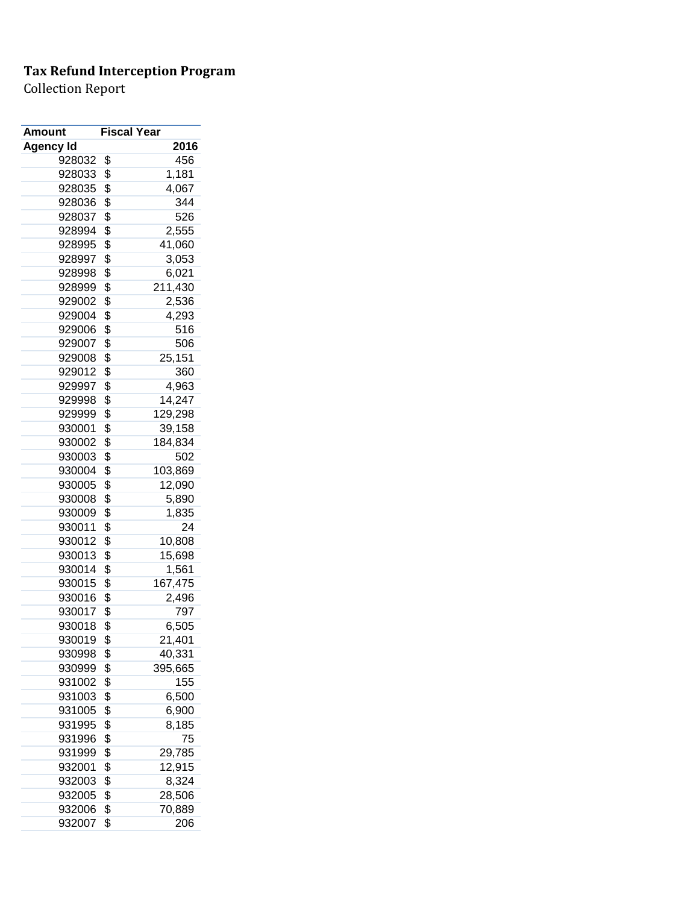**Tax Refund Interception Program**

Collection Report

| Amount | Fiscal Year | |
|---|---|---|
| Agency Id | | 2016 |
| 928032 | $ | 456 |
| 928033 | $ | 1,181 |
| 928035 | $ | 4,067 |
| 928036 | $ | 344 |
| 928037 | $ | 526 |
| 928994 | $ | 2,555 |
| 928995 | $ | 41,060 |
| 928997 | $ | 3,053 |
| 928998 | $ | 6,021 |
| 928999 | $ | 211,430 |
| 929002 | $ | 2,536 |
| 929004 | $ | 4,293 |
| 929006 | $ | 516 |
| 929007 | $ | 506 |
| 929008 | $ | 25,151 |
| 929012 | $ | 360 |
| 929997 | $ | 4,963 |
| 929998 | $ | 14,247 |
| 929999 | $ | 129,298 |
| 930001 | $ | 39,158 |
| 930002 | $ | 184,834 |
| 930003 | $ | 502 |
| 930004 | $ | 103,869 |
| 930005 | $ | 12,090 |
| 930008 | $ | 5,890 |
| 930009 | $ | 1,835 |
| 930011 | $ | 24 |
| 930012 | $ | 10,808 |
| 930013 | $ | 15,698 |
| 930014 | $ | 1,561 |
| 930015 | $ | 167,475 |
| 930016 | $ | 2,496 |
| 930017 | $ | 797 |
| 930018 | $ | 6,505 |
| 930019 | $ | 21,401 |
| 930998 | $ | 40,331 |
| 930999 | $ | 395,665 |
| 931002 | $ | 155 |
| 931003 | $ | 6,500 |
| 931005 | $ | 6,900 |
| 931995 | $ | 8,185 |
| 931996 | $ | 75 |
| 931999 | $ | 29,785 |
| 932001 | $ | 12,915 |
| 932003 | $ | 8,324 |
| 932005 | $ | 28,506 |
| 932006 | $ | 70,889 |
| 932007 | $ | 206 |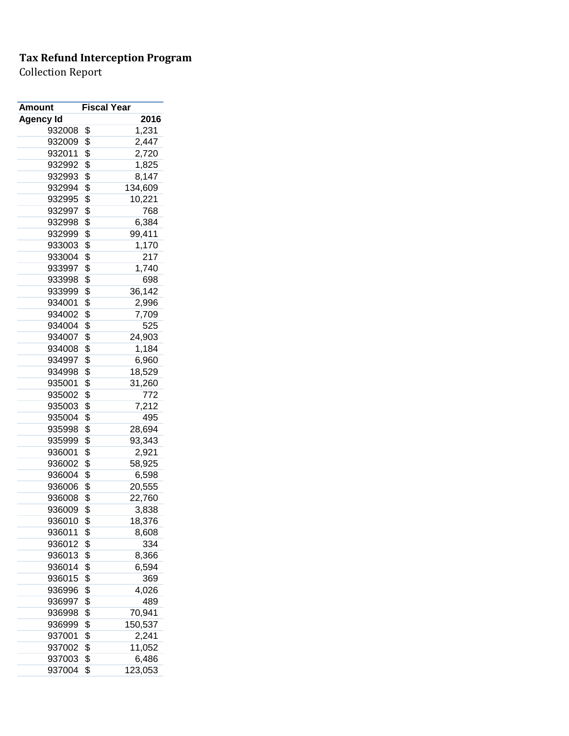**Tax Refund Interception Program**

Collection Report

| Amount | Fiscal Year |
|---|---|
| Agency Id | 2016 |
| 932008 | $ 1,231 |
| 932009 | $ 2,447 |
| 932011 | $ 2,720 |
| 932992 | $ 1,825 |
| 932993 | $ 8,147 |
| 932994 | $ 134,609 |
| 932995 | $ 10,221 |
| 932997 | $ 768 |
| 932998 | $ 6,384 |
| 932999 | $ 99,411 |
| 933003 | $ 1,170 |
| 933004 | $ 217 |
| 933997 | $ 1,740 |
| 933998 | $ 698 |
| 933999 | $ 36,142 |
| 934001 | $ 2,996 |
| 934002 | $ 7,709 |
| 934004 | $ 525 |
| 934007 | $ 24,903 |
| 934008 | $ 1,184 |
| 934997 | $ 6,960 |
| 934998 | $ 18,529 |
| 935001 | $ 31,260 |
| 935002 | $ 772 |
| 935003 | $ 7,212 |
| 935004 | $ 495 |
| 935998 | $ 28,694 |
| 935999 | $ 93,343 |
| 936001 | $ 2,921 |
| 936002 | $ 58,925 |
| 936004 | $ 6,598 |
| 936006 | $ 20,555 |
| 936008 | $ 22,760 |
| 936009 | $ 3,838 |
| 936010 | $ 18,376 |
| 936011 | $ 8,608 |
| 936012 | $ 334 |
| 936013 | $ 8,366 |
| 936014 | $ 6,594 |
| 936015 | $ 369 |
| 936996 | $ 4,026 |
| 936997 | $ 489 |
| 936998 | $ 70,941 |
| 936999 | $ 150,537 |
| 937001 | $ 2,241 |
| 937002 | $ 11,052 |
| 937003 | $ 6,486 |
| 937004 | $ 123,053 |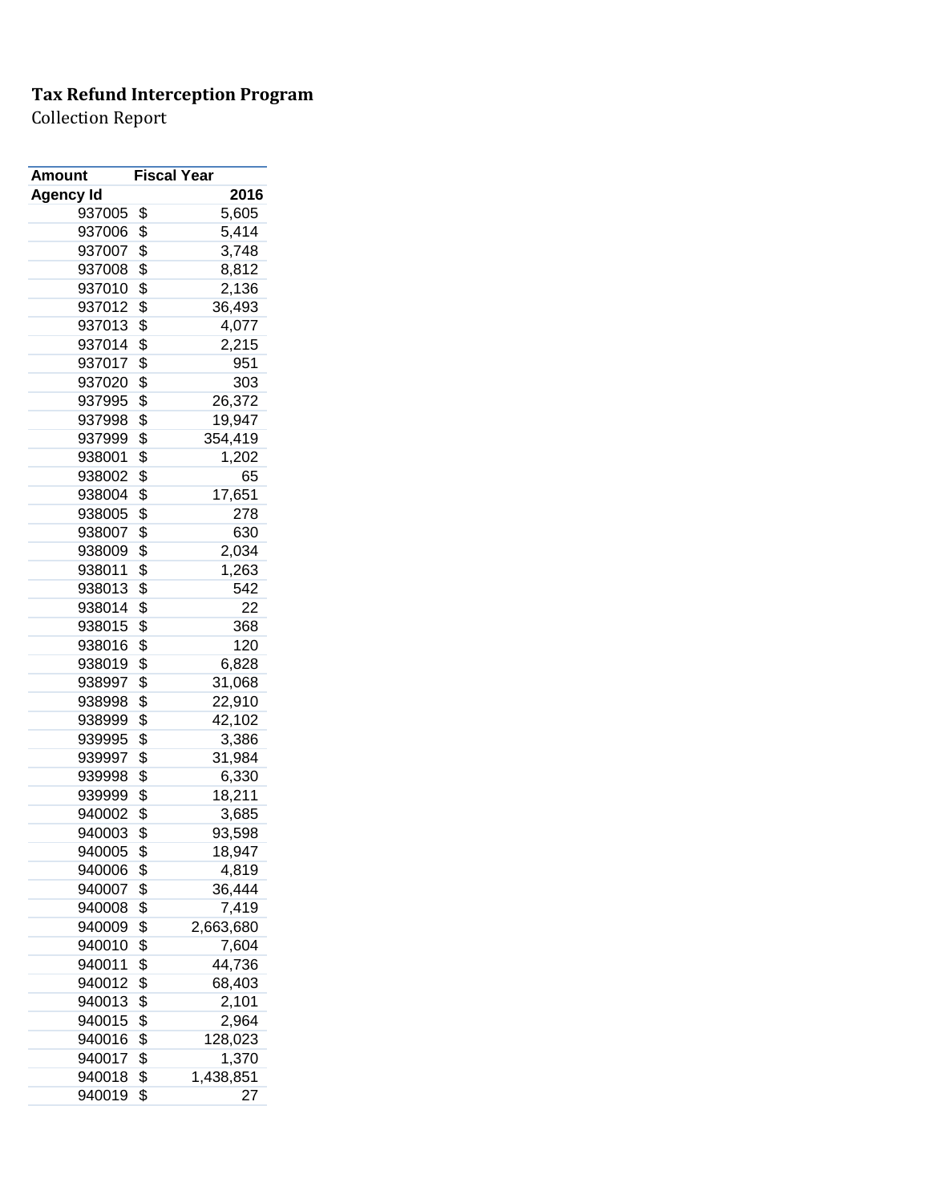**Tax Refund Interception Program**

Collection Report

| Amount | Fiscal Year |
|---|---|
| Agency Id | 2016 |
| 937005 | $ 5,605 |
| 937006 | $ 5,414 |
| 937007 | $ 3,748 |
| 937008 | $ 8,812 |
| 937010 | $ 2,136 |
| 937012 | $ 36,493 |
| 937013 | $ 4,077 |
| 937014 | $ 2,215 |
| 937017 | $ 951 |
| 937020 | $ 303 |
| 937995 | $ 26,372 |
| 937998 | $ 19,947 |
| 937999 | $ 354,419 |
| 938001 | $ 1,202 |
| 938002 | $ 65 |
| 938004 | $ 17,651 |
| 938005 | $ 278 |
| 938007 | $ 630 |
| 938009 | $ 2,034 |
| 938011 | $ 1,263 |
| 938013 | $ 542 |
| 938014 | $ 22 |
| 938015 | $ 368 |
| 938016 | $ 120 |
| 938019 | $ 6,828 |
| 938997 | $ 31,068 |
| 938998 | $ 22,910 |
| 938999 | $ 42,102 |
| 939995 | $ 3,386 |
| 939997 | $ 31,984 |
| 939998 | $ 6,330 |
| 939999 | $ 18,211 |
| 940002 | $ 3,685 |
| 940003 | $ 93,598 |
| 940005 | $ 18,947 |
| 940006 | $ 4,819 |
| 940007 | $ 36,444 |
| 940008 | $ 7,419 |
| 940009 | $ 2,663,680 |
| 940010 | $ 7,604 |
| 940011 | $ 44,736 |
| 940012 | $ 68,403 |
| 940013 | $ 2,101 |
| 940015 | $ 2,964 |
| 940016 | $ 128,023 |
| 940017 | $ 1,370 |
| 940018 | $ 1,438,851 |
| 940019 | $ 27 |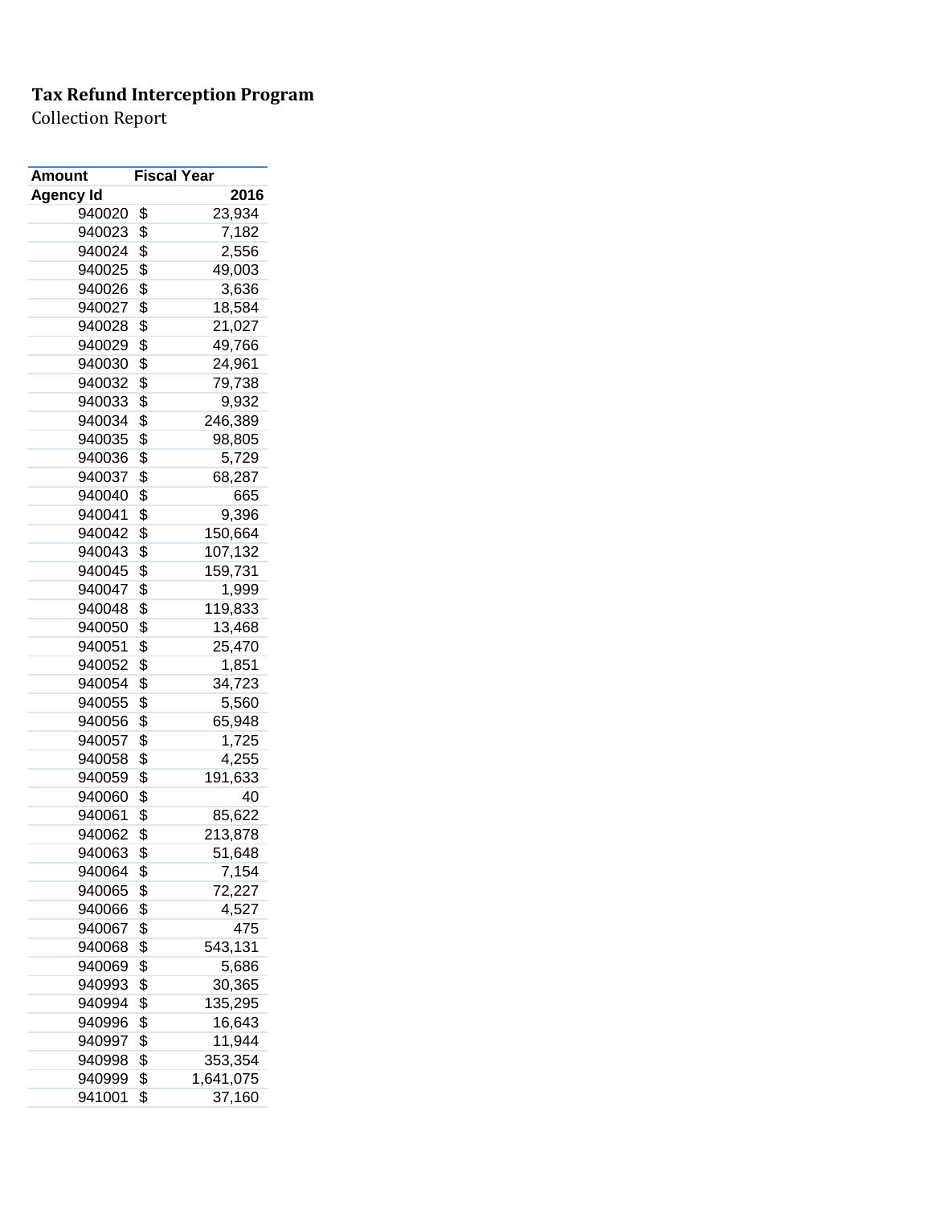**Tax Refund Interception Program**
Collection Report

| Amount | Fiscal Year |
|---|---|
| **Agency Id** | **2016** |
| 940020 | $ 23,934 |
| 940023 | $ 7,182 |
| 940024 | $ 2,556 |
| 940025 | $ 49,003 |
| 940026 | $ 3,636 |
| 940027 | $ 18,584 |
| 940028 | $ 21,027 |
| 940029 | $ 49,766 |
| 940030 | $ 24,961 |
| 940032 | $ 79,738 |
| 940033 | $ 9,932 |
| 940034 | $ 246,389 |
| 940035 | $ 98,805 |
| 940036 | $ 5,729 |
| 940037 | $ 68,287 |
| 940040 | $ 665 |
| 940041 | $ 9,396 |
| 940042 | $ 150,664 |
| 940043 | $ 107,132 |
| 940045 | $ 159,731 |
| 940047 | $ 1,999 |
| 940048 | $ 119,833 |
| 940050 | $ 13,468 |
| 940051 | $ 25,470 |
| 940052 | $ 1,851 |
| 940054 | $ 34,723 |
| 940055 | $ 5,560 |
| 940056 | $ 65,948 |
| 940057 | $ 1,725 |
| 940058 | $ 4,255 |
| 940059 | $ 191,633 |
| 940060 | $ 40 |
| 940061 | $ 85,622 |
| 940062 | $ 213,878 |
| 940063 | $ 51,648 |
| 940064 | $ 7,154 |
| 940065 | $ 72,227 |
| 940066 | $ 4,527 |
| 940067 | $ 475 |
| 940068 | $ 543,131 |
| 940069 | $ 5,686 |
| 940993 | $ 30,365 |
| 940994 | $ 135,295 |
| 940996 | $ 16,643 |
| 940997 | $ 11,944 |
| 940998 | $ 353,354 |
| 940999 | $ 1,641,075 |
| 941001 | $ 37,160 |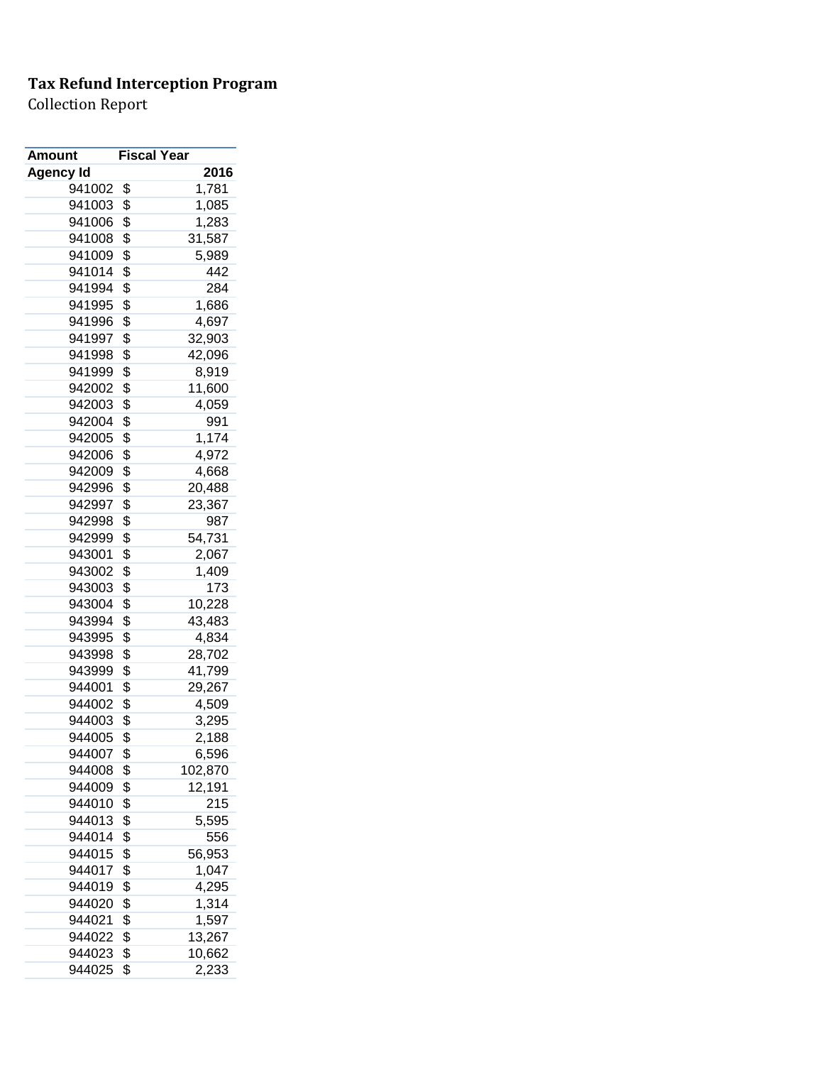**Tax Refund Interception Program**

Collection Report

| Amount | Fiscal Year |
|---|---|
| Agency Id | 2016 |
| 941002 | $ 1,781 |
| 941003 | $ 1,085 |
| 941006 | $ 1,283 |
| 941008 | $ 31,587 |
| 941009 | $ 5,989 |
| 941014 | $ 442 |
| 941994 | $ 284 |
| 941995 | $ 1,686 |
| 941996 | $ 4,697 |
| 941997 | $ 32,903 |
| 941998 | $ 42,096 |
| 941999 | $ 8,919 |
| 942002 | $ 11,600 |
| 942003 | $ 4,059 |
| 942004 | $ 991 |
| 942005 | $ 1,174 |
| 942006 | $ 4,972 |
| 942009 | $ 4,668 |
| 942996 | $ 20,488 |
| 942997 | $ 23,367 |
| 942998 | $ 987 |
| 942999 | $ 54,731 |
| 943001 | $ 2,067 |
| 943002 | $ 1,409 |
| 943003 | $ 173 |
| 943004 | $ 10,228 |
| 943994 | $ 43,483 |
| 943995 | $ 4,834 |
| 943998 | $ 28,702 |
| 943999 | $ 41,799 |
| 944001 | $ 29,267 |
| 944002 | $ 4,509 |
| 944003 | $ 3,295 |
| 944005 | $ 2,188 |
| 944007 | $ 6,596 |
| 944008 | $ 102,870 |
| 944009 | $ 12,191 |
| 944010 | $ 215 |
| 944013 | $ 5,595 |
| 944014 | $ 556 |
| 944015 | $ 56,953 |
| 944017 | $ 1,047 |
| 944019 | $ 4,295 |
| 944020 | $ 1,314 |
| 944021 | $ 1,597 |
| 944022 | $ 13,267 |
| 944023 | $ 10,662 |
| 944025 | $ 2,233 |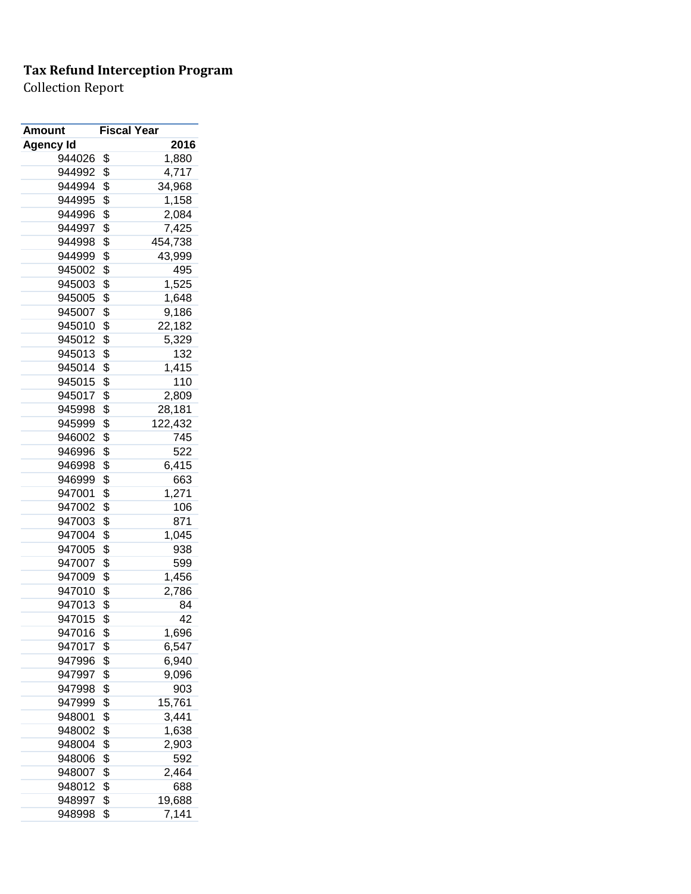**Tax Refund Interception Program**
Collection Report

| Amount | Fiscal Year |
|---|---|
| Agency Id | 2016 |
| 944026 | $ 1,880 |
| 944992 | $ 4,717 |
| 944994 | $ 34,968 |
| 944995 | $ 1,158 |
| 944996 | $ 2,084 |
| 944997 | $ 7,425 |
| 944998 | $ 454,738 |
| 944999 | $ 43,999 |
| 945002 | $ 495 |
| 945003 | $ 1,525 |
| 945005 | $ 1,648 |
| 945007 | $ 9,186 |
| 945010 | $ 22,182 |
| 945012 | $ 5,329 |
| 945013 | $ 132 |
| 945014 | $ 1,415 |
| 945015 | $ 110 |
| 945017 | $ 2,809 |
| 945998 | $ 28,181 |
| 945999 | $ 122,432 |
| 946002 | $ 745 |
| 946996 | $ 522 |
| 946998 | $ 6,415 |
| 946999 | $ 663 |
| 947001 | $ 1,271 |
| 947002 | $ 106 |
| 947003 | $ 871 |
| 947004 | $ 1,045 |
| 947005 | $ 938 |
| 947007 | $ 599 |
| 947009 | $ 1,456 |
| 947010 | $ 2,786 |
| 947013 | $ 84 |
| 947015 | $ 42 |
| 947016 | $ 1,696 |
| 947017 | $ 6,547 |
| 947996 | $ 6,940 |
| 947997 | $ 9,096 |
| 947998 | $ 903 |
| 947999 | $ 15,761 |
| 948001 | $ 3,441 |
| 948002 | $ 1,638 |
| 948004 | $ 2,903 |
| 948006 | $ 592 |
| 948007 | $ 2,464 |
| 948012 | $ 688 |
| 948997 | $ 19,688 |
| 948998 | $ 7,141 |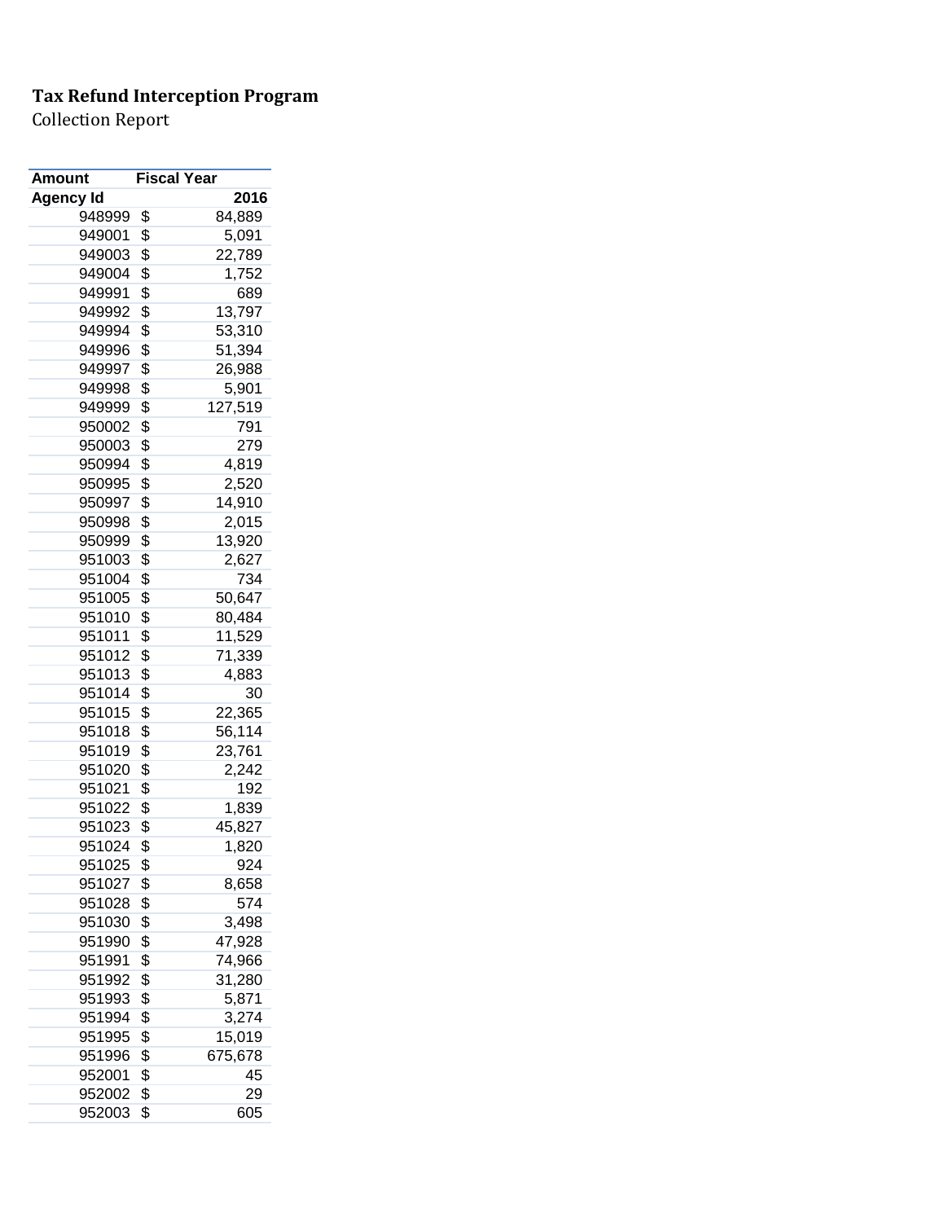**Tax Refund Interception Program**

Collection Report

| Amount | Fiscal Year |
|---|---|
| **Agency Id** | **2016** |
| 948999 | $ 84,889 |
| 949001 | $ 5,091 |
| 949003 | $ 22,789 |
| 949004 | $ 1,752 |
| 949991 | $ 689 |
| 949992 | $ 13,797 |
| 949994 | $ 53,310 |
| 949996 | $ 51,394 |
| 949997 | $ 26,988 |
| 949998 | $ 5,901 |
| 949999 | $ 127,519 |
| 950002 | $ 791 |
| 950003 | $ 279 |
| 950994 | $ 4,819 |
| 950995 | $ 2,520 |
| 950997 | $ 14,910 |
| 950998 | $ 2,015 |
| 950999 | $ 13,920 |
| 951003 | $ 2,627 |
| 951004 | $ 734 |
| 951005 | $ 50,647 |
| 951010 | $ 80,484 |
| 951011 | $ 11,529 |
| 951012 | $ 71,339 |
| 951013 | $ 4,883 |
| 951014 | $ 30 |
| 951015 | $ 22,365 |
| 951018 | $ 56,114 |
| 951019 | $ 23,761 |
| 951020 | $ 2,242 |
| 951021 | $ 192 |
| 951022 | $ 1,839 |
| 951023 | $ 45,827 |
| 951024 | $ 1,820 |
| 951025 | $ 924 |
| 951027 | $ 8,658 |
| 951028 | $ 574 |
| 951030 | $ 3,498 |
| 951990 | $ 47,928 |
| 951991 | $ 74,966 |
| 951992 | $ 31,280 |
| 951993 | $ 5,871 |
| 951994 | $ 3,274 |
| 951995 | $ 15,019 |
| 951996 | $ 675,678 |
| 952001 | $ 45 |
| 952002 | $ 29 |
| 952003 | $ 605 |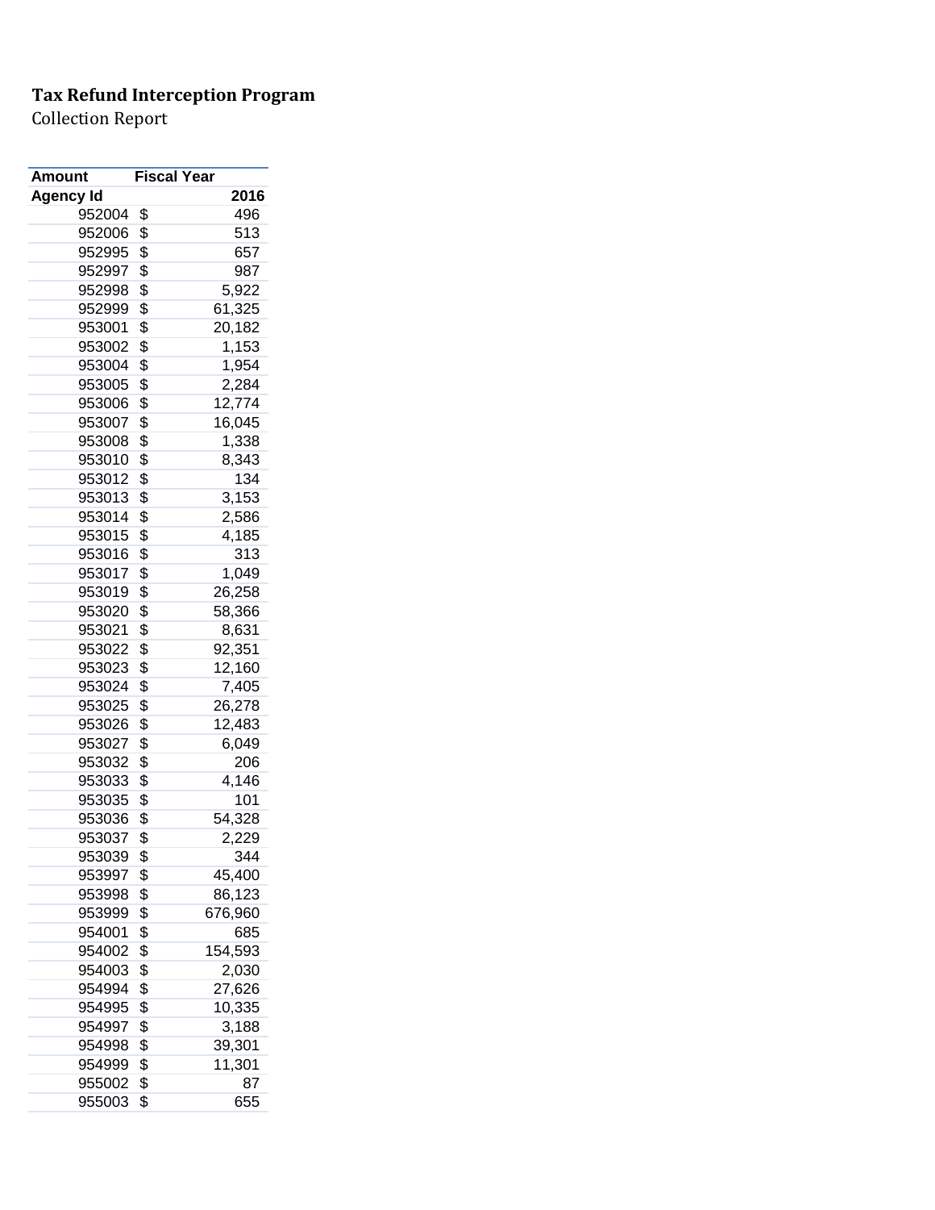**Tax Refund Interception Program**

Collection Report

| Amount | Fiscal Year |
|---|---|
| Agency Id | 2016 |
| 952004 | $ 496 |
| 952006 | $ 513 |
| 952995 | $ 657 |
| 952997 | $ 987 |
| 952998 | $ 5,922 |
| 952999 | $ 61,325 |
| 953001 | $ 20,182 |
| 953002 | $ 1,153 |
| 953004 | $ 1,954 |
| 953005 | $ 2,284 |
| 953006 | $ 12,774 |
| 953007 | $ 16,045 |
| 953008 | $ 1,338 |
| 953010 | $ 8,343 |
| 953012 | $ 134 |
| 953013 | $ 3,153 |
| 953014 | $ 2,586 |
| 953015 | $ 4,185 |
| 953016 | $ 313 |
| 953017 | $ 1,049 |
| 953019 | $ 26,258 |
| 953020 | $ 58,366 |
| 953021 | $ 8,631 |
| 953022 | $ 92,351 |
| 953023 | $ 12,160 |
| 953024 | $ 7,405 |
| 953025 | $ 26,278 |
| 953026 | $ 12,483 |
| 953027 | $ 6,049 |
| 953032 | $ 206 |
| 953033 | $ 4,146 |
| 953035 | $ 101 |
| 953036 | $ 54,328 |
| 953037 | $ 2,229 |
| 953039 | $ 344 |
| 953997 | $ 45,400 |
| 953998 | $ 86,123 |
| 953999 | $ 676,960 |
| 954001 | $ 685 |
| 954002 | $ 154,593 |
| 954003 | $ 2,030 |
| 954994 | $ 27,626 |
| 954995 | $ 10,335 |
| 954997 | $ 3,188 |
| 954998 | $ 39,301 |
| 954999 | $ 11,301 |
| 955002 | $ 87 |
| 955003 | $ 655 |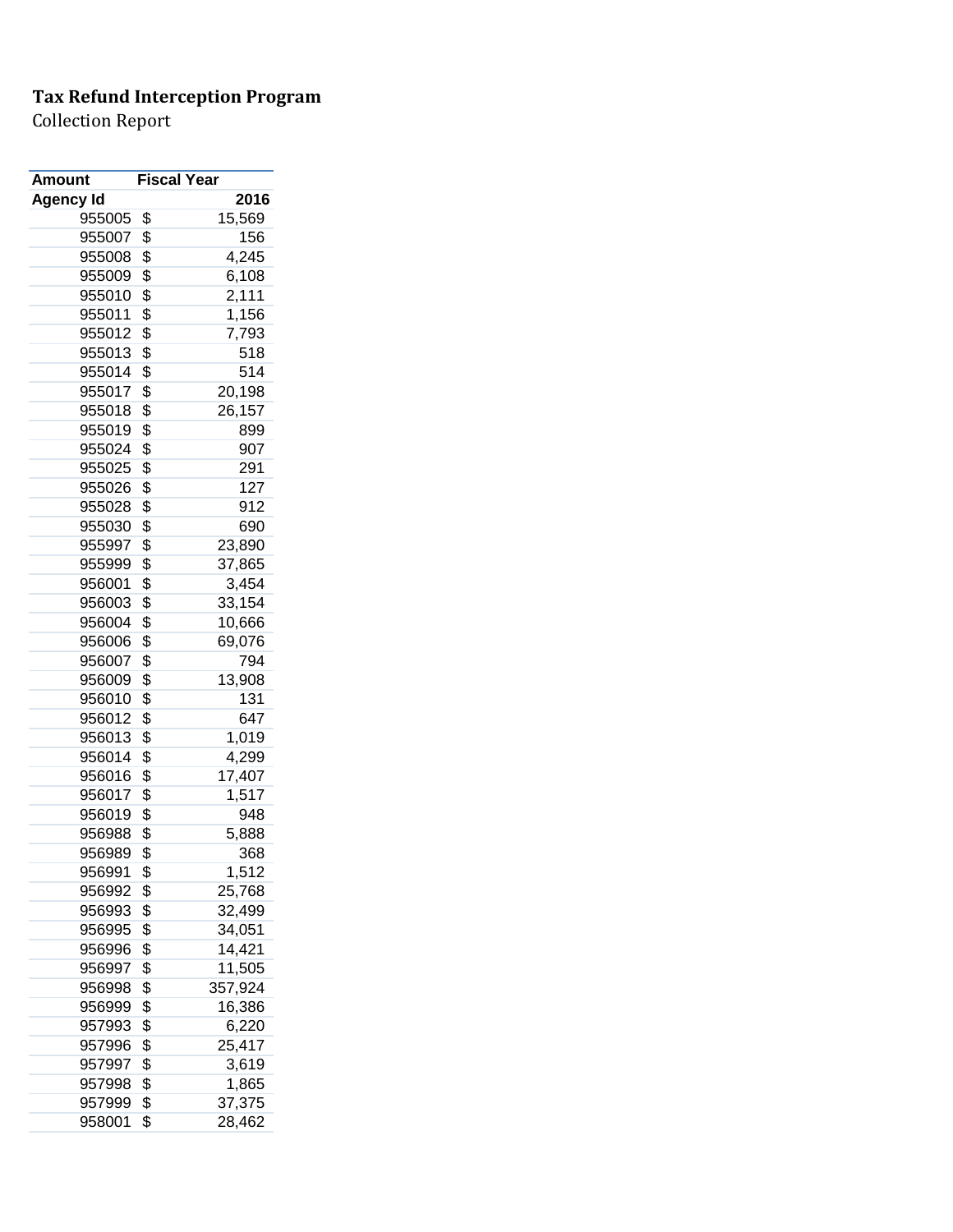**Tax Refund Interception Program**

Collection Report

| Amount | Fiscal Year |
|---|---|
| Agency Id | 2016 |
| 955005 | $ 15,569 |
| 955007 | $ 156 |
| 955008 | $ 4,245 |
| 955009 | $ 6,108 |
| 955010 | $ 2,111 |
| 955011 | $ 1,156 |
| 955012 | $ 7,793 |
| 955013 | $ 518 |
| 955014 | $ 514 |
| 955017 | $ 20,198 |
| 955018 | $ 26,157 |
| 955019 | $ 899 |
| 955024 | $ 907 |
| 955025 | $ 291 |
| 955026 | $ 127 |
| 955028 | $ 912 |
| 955030 | $ 690 |
| 955997 | $ 23,890 |
| 955999 | $ 37,865 |
| 956001 | $ 3,454 |
| 956003 | $ 33,154 |
| 956004 | $ 10,666 |
| 956006 | $ 69,076 |
| 956007 | $ 794 |
| 956009 | $ 13,908 |
| 956010 | $ 131 |
| 956012 | $ 647 |
| 956013 | $ 1,019 |
| 956014 | $ 4,299 |
| 956016 | $ 17,407 |
| 956017 | $ 1,517 |
| 956019 | $ 948 |
| 956988 | $ 5,888 |
| 956989 | $ 368 |
| 956991 | $ 1,512 |
| 956992 | $ 25,768 |
| 956993 | $ 32,499 |
| 956995 | $ 34,051 |
| 956996 | $ 14,421 |
| 956997 | $ 11,505 |
| 956998 | $ 357,924 |
| 956999 | $ 16,386 |
| 957993 | $ 6,220 |
| 957996 | $ 25,417 |
| 957997 | $ 3,619 |
| 957998 | $ 1,865 |
| 957999 | $ 37,375 |
| 958001 | $ 28,462 |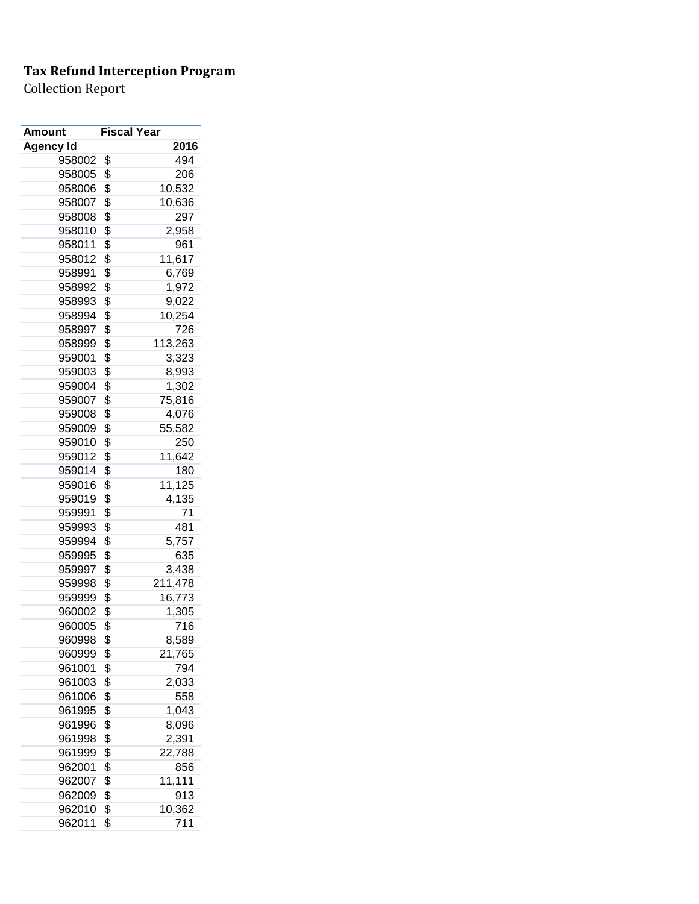**Tax Refund Interception Program**

Collection Report

| Amount | Fiscal Year |
|---|---|
| Agency Id | 2016 |
| 958002 | $ 494 |
| 958005 | $ 206 |
| 958006 | $ 10,532 |
| 958007 | $ 10,636 |
| 958008 | $ 297 |
| 958010 | $ 2,958 |
| 958011 | $ 961 |
| 958012 | $ 11,617 |
| 958991 | $ 6,769 |
| 958992 | $ 1,972 |
| 958993 | $ 9,022 |
| 958994 | $ 10,254 |
| 958997 | $ 726 |
| 958999 | $ 113,263 |
| 959001 | $ 3,323 |
| 959003 | $ 8,993 |
| 959004 | $ 1,302 |
| 959007 | $ 75,816 |
| 959008 | $ 4,076 |
| 959009 | $ 55,582 |
| 959010 | $ 250 |
| 959012 | $ 11,642 |
| 959014 | $ 180 |
| 959016 | $ 11,125 |
| 959019 | $ 4,135 |
| 959991 | $ 71 |
| 959993 | $ 481 |
| 959994 | $ 5,757 |
| 959995 | $ 635 |
| 959997 | $ 3,438 |
| 959998 | $ 211,478 |
| 959999 | $ 16,773 |
| 960002 | $ 1,305 |
| 960005 | $ 716 |
| 960998 | $ 8,589 |
| 960999 | $ 21,765 |
| 961001 | $ 794 |
| 961003 | $ 2,033 |
| 961006 | $ 558 |
| 961995 | $ 1,043 |
| 961996 | $ 8,096 |
| 961998 | $ 2,391 |
| 961999 | $ 22,788 |
| 962001 | $ 856 |
| 962007 | $ 11,111 |
| 962009 | $ 913 |
| 962010 | $ 10,362 |
| 962011 | $ 711 |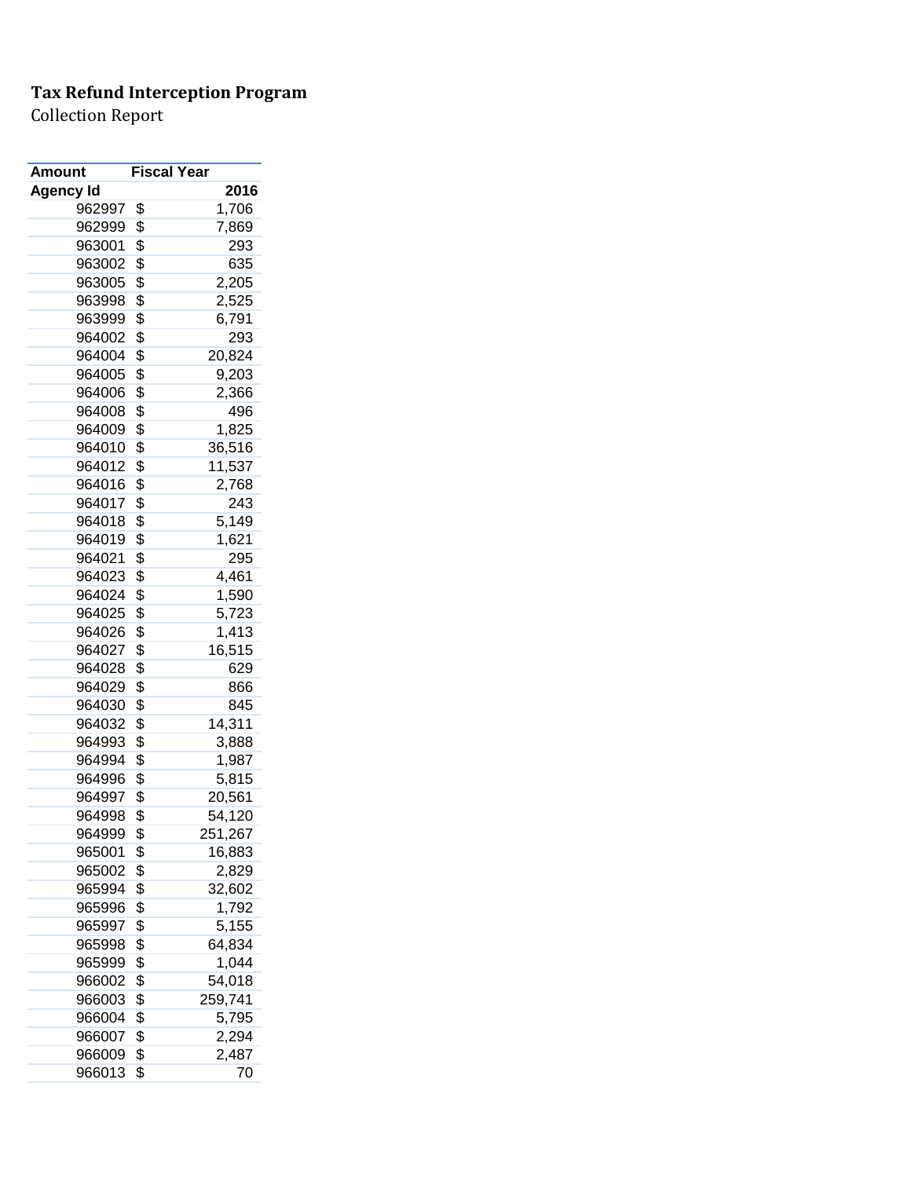**Tax Refund Interception Program**

Collection Report

| Amount | Fiscal Year |
|---|---|
| Agency Id | 2016 |
| 962997 | $ 1,706 |
| 962999 | $ 7,869 |
| 963001 | $ 293 |
| 963002 | $ 635 |
| 963005 | $ 2,205 |
| 963998 | $ 2,525 |
| 963999 | $ 6,791 |
| 964002 | $ 293 |
| 964004 | $ 20,824 |
| 964005 | $ 9,203 |
| 964006 | $ 2,366 |
| 964008 | $ 496 |
| 964009 | $ 1,825 |
| 964010 | $ 36,516 |
| 964012 | $ 11,537 |
| 964016 | $ 2,768 |
| 964017 | $ 243 |
| 964018 | $ 5,149 |
| 964019 | $ 1,621 |
| 964021 | $ 295 |
| 964023 | $ 4,461 |
| 964024 | $ 1,590 |
| 964025 | $ 5,723 |
| 964026 | $ 1,413 |
| 964027 | $ 16,515 |
| 964028 | $ 629 |
| 964029 | $ 866 |
| 964030 | $ 845 |
| 964032 | $ 14,311 |
| 964993 | $ 3,888 |
| 964994 | $ 1,987 |
| 964996 | $ 5,815 |
| 964997 | $ 20,561 |
| 964998 | $ 54,120 |
| 964999 | $ 251,267 |
| 965001 | $ 16,883 |
| 965002 | $ 2,829 |
| 965994 | $ 32,602 |
| 965996 | $ 1,792 |
| 965997 | $ 5,155 |
| 965998 | $ 64,834 |
| 965999 | $ 1,044 |
| 966002 | $ 54,018 |
| 966003 | $ 259,741 |
| 966004 | $ 5,795 |
| 966007 | $ 2,294 |
| 966009 | $ 2,487 |
| 966013 | $ 70 |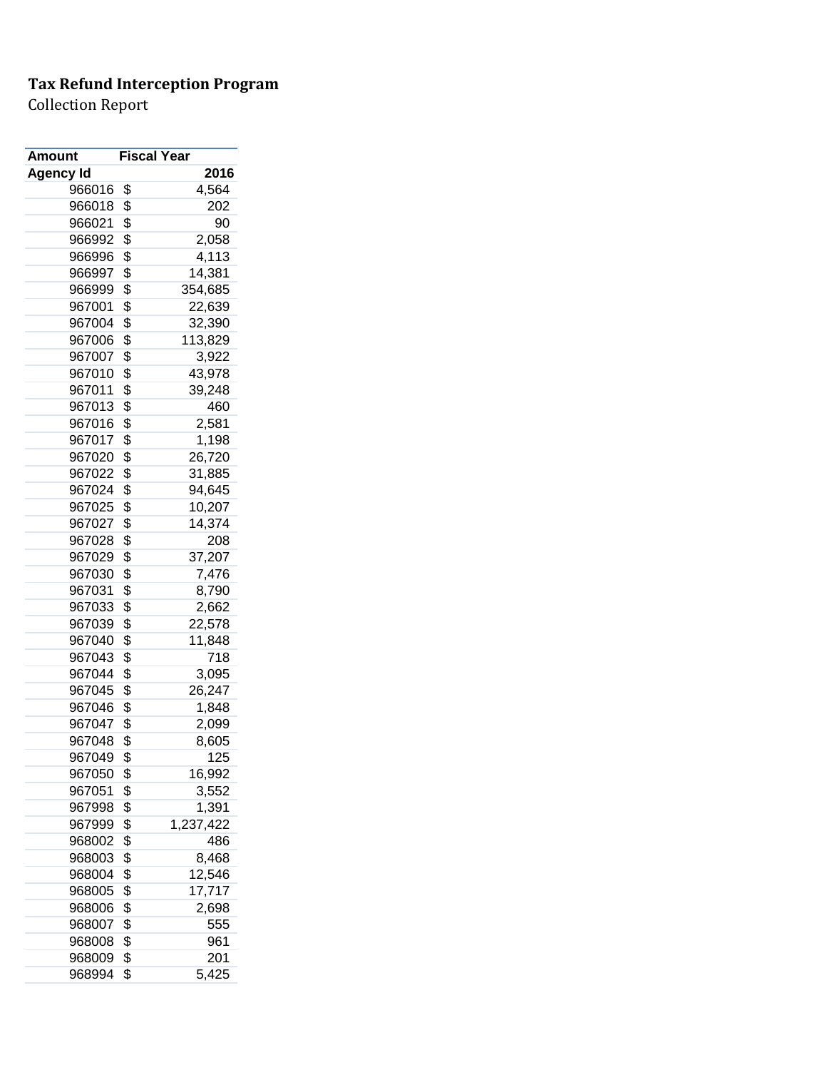**Tax Refund Interception Program**

Collection Report

| Amount | Fiscal Year |
|---|---|
| Agency Id | 2016 |
| 966016 | $ 4,564 |
| 966018 | $ 202 |
| 966021 | $ 90 |
| 966992 | $ 2,058 |
| 966996 | $ 4,113 |
| 966997 | $ 14,381 |
| 966999 | $ 354,685 |
| 967001 | $ 22,639 |
| 967004 | $ 32,390 |
| 967006 | $ 113,829 |
| 967007 | $ 3,922 |
| 967010 | $ 43,978 |
| 967011 | $ 39,248 |
| 967013 | $ 460 |
| 967016 | $ 2,581 |
| 967017 | $ 1,198 |
| 967020 | $ 26,720 |
| 967022 | $ 31,885 |
| 967024 | $ 94,645 |
| 967025 | $ 10,207 |
| 967027 | $ 14,374 |
| 967028 | $ 208 |
| 967029 | $ 37,207 |
| 967030 | $ 7,476 |
| 967031 | $ 8,790 |
| 967033 | $ 2,662 |
| 967039 | $ 22,578 |
| 967040 | $ 11,848 |
| 967043 | $ 718 |
| 967044 | $ 3,095 |
| 967045 | $ 26,247 |
| 967046 | $ 1,848 |
| 967047 | $ 2,099 |
| 967048 | $ 8,605 |
| 967049 | $ 125 |
| 967050 | $ 16,992 |
| 967051 | $ 3,552 |
| 967998 | $ 1,391 |
| 967999 | $ 1,237,422 |
| 968002 | $ 486 |
| 968003 | $ 8,468 |
| 968004 | $ 12,546 |
| 968005 | $ 17,717 |
| 968006 | $ 2,698 |
| 968007 | $ 555 |
| 968008 | $ 961 |
| 968009 | $ 201 |
| 968994 | $ 5,425 |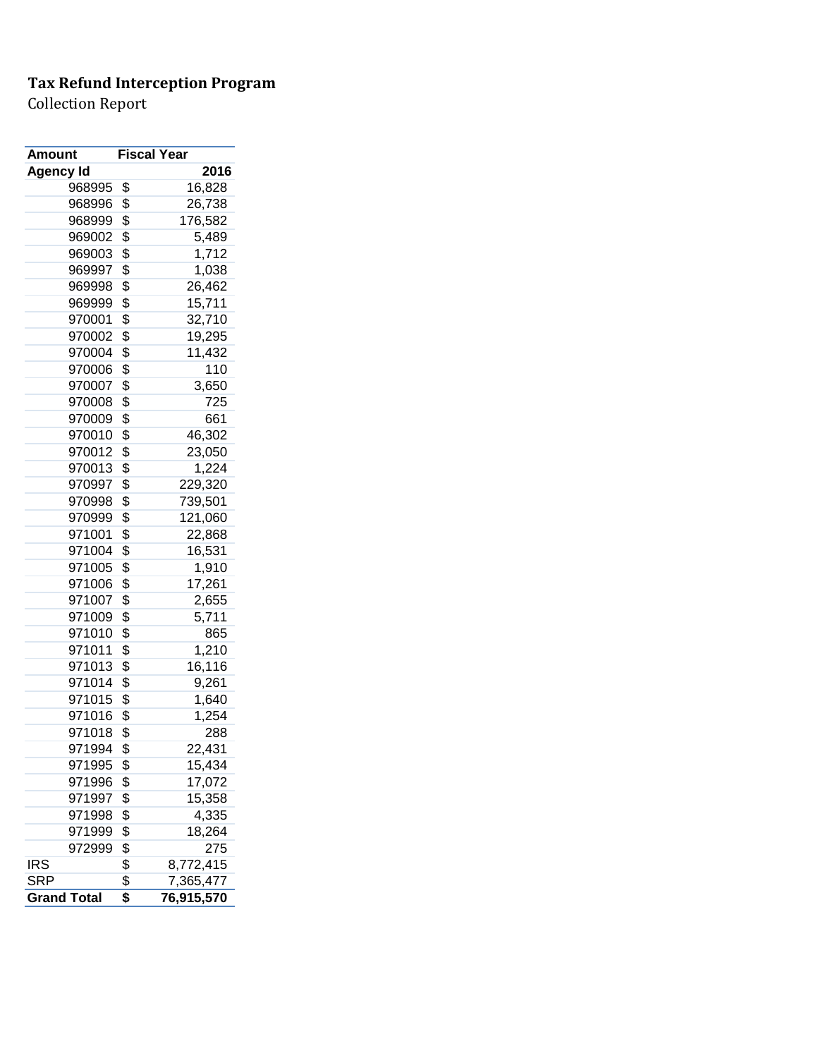**Tax Refund Interception Program**

Collection Report

| Amount | Fiscal Year |
|---|---|
| **Agency Id** | **2016** |
| 968995 | $ 16,828 |
| 968996 | $ 26,738 |
| 968999 | $ 176,582 |
| 969002 | $ 5,489 |
| 969003 | $ 1,712 |
| 969997 | $ 1,038 |
| 969998 | $ 26,462 |
| 969999 | $ 15,711 |
| 970001 | $ 32,710 |
| 970002 | $ 19,295 |
| 970004 | $ 11,432 |
| 970006 | $ 110 |
| 970007 | $ 3,650 |
| 970008 | $ 725 |
| 970009 | $ 661 |
| 970010 | $ 46,302 |
| 970012 | $ 23,050 |
| 970013 | $ 1,224 |
| 970997 | $ 229,320 |
| 970998 | $ 739,501 |
| 970999 | $ 121,060 |
| 971001 | $ 22,868 |
| 971004 | $ 16,531 |
| 971005 | $ 1,910 |
| 971006 | $ 17,261 |
| 971007 | $ 2,655 |
| 971009 | $ 5,711 |
| 971010 | $ 865 |
| 971011 | $ 1,210 |
| 971013 | $ 16,116 |
| 971014 | $ 9,261 |
| 971015 | $ 1,640 |
| 971016 | $ 1,254 |
| 971018 | $ 288 |
| 971994 | $ 22,431 |
| 971995 | $ 15,434 |
| 971996 | $ 17,072 |
| 971997 | $ 15,358 |
| 971998 | $ 4,335 |
| 971999 | $ 18,264 |
| 972999 | $ 275 |
| IRS | $ 8,772,415 |
| SRP | $ 7,365,477 |
| **Grand Total** | **$ 76,915,570** |